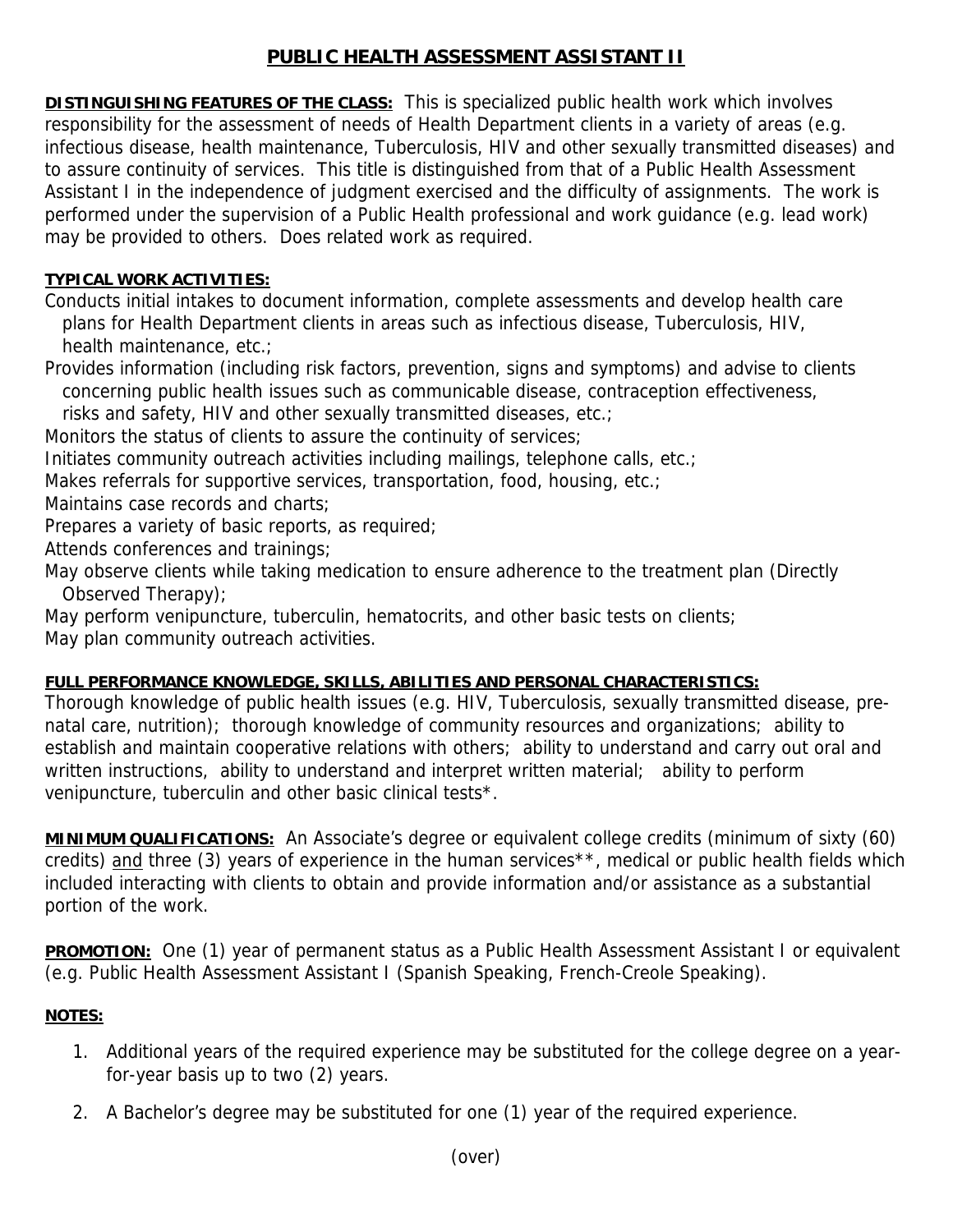# PUBLIC HEALTH ASSESSMENT ASSISTANT II

**DISTINGUISHING FEATURES OF THE CLASS:** This is specialized public health work which involves responsibility for the assessment of needs of Health Department clients in a variety of areas (e.g. infectious disease, health maintenance, Tuberculosis, HIV and other sexually transmitted diseases) and to assure continuity of services. This title is distinguished from that of a Public Health Assessment Assistant I in the independence of judgment exercised and the difficulty of assignments. The work is performed under the supervision of a Public Health professional and work guidance (e.g. lead work) may be provided to others. Does related work as required.

**TYPICAL WORK ACTIVITIES:**

Conducts initial intakes to document information, complete assessments and develop health care plans for Health Department clients in areas such as infectious disease, Tuberculosis, HIV, health maintenance, etc.;

Provides information (including risk factors, prevention, signs and symptoms) and advise to clients concerning public health issues such as communicable disease, contraception effectiveness, risks and safety, HIV and other sexually transmitted diseases, etc.;

Monitors the status of clients to assure the continuity of services;

Initiates community outreach activities including mailings, telephone calls, etc.;

Makes referrals for supportive services, transportation, food, housing, etc.;

Maintains case records and charts;

Prepares a variety of basic reports, as required;

Attends conferences and trainings;

May observe clients while taking medication to ensure adherence to the treatment plan (Directly Observed Therapy);

May perform venipuncture, tuberculin, hematocrits, and other basic tests on clients;

May plan community outreach activities.

**FULL PERFORMANCE KNOWLEDGE, SKILLS, ABILITIES AND PERSONAL CHARACTERISTICS:**

Thorough knowledge of public health issues (e.g. HIV, Tuberculosis, sexually transmitted disease, pre-natal care, nutrition); thorough knowledge of community resources and organizations; ability to establish and maintain cooperative relations with others; ability to understand and carry out oral and written instructions, ability to understand and interpret written material; ability to perform venipuncture, tuberculin and other basic clinical tests*.

**MINIMUM QUALIFICATIONS:** An Associate's degree or equivalent college credits (minimum of sixty (60) credits) <u>and</u> three (3) years of experience in the human services**, medical or public health fields which included interacting with clients to obtain and provide information and/or assistance as a substantial portion of the work.

**PROMOTION:** One (1) year of permanent status as a Public Health Assessment Assistant I or equivalent (e.g. Public Health Assessment Assistant I (Spanish Speaking, French-Creole Speaking).

**NOTES:**

1. Additional years of the required experience may be substituted for the college degree on a year-for-year basis up to two (2) years.
2. A Bachelor's degree may be substituted for one (1) year of the required experience.

(over)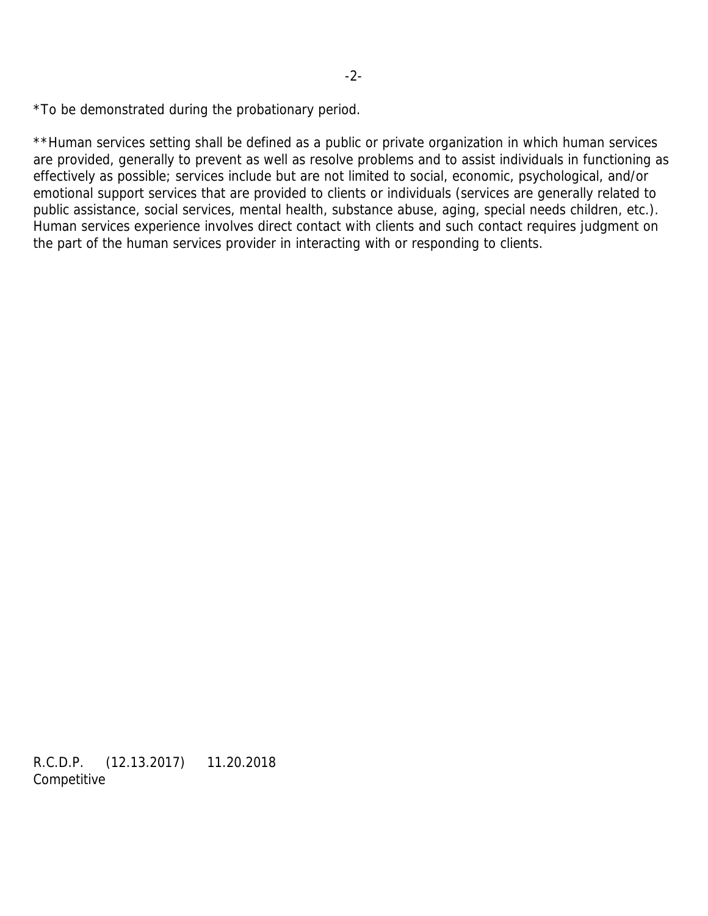*To be demonstrated during the probationary period.

**Human services setting shall be defined as a public or private organization in which human services are provided, generally to prevent as well as resolve problems and to assist individuals in functioning as effectively as possible; services include but are not limited to social, economic, psychological, and/or emotional support services that are provided to clients or individuals (services are generally related to public assistance, social services, mental health, substance abuse, aging, special needs children, etc.). Human services experience involves direct contact with clients and such contact requires judgment on the part of the human services provider in interacting with or responding to clients.

R.C.D.P. (12.13.2017) 11.20.2018
Competitive